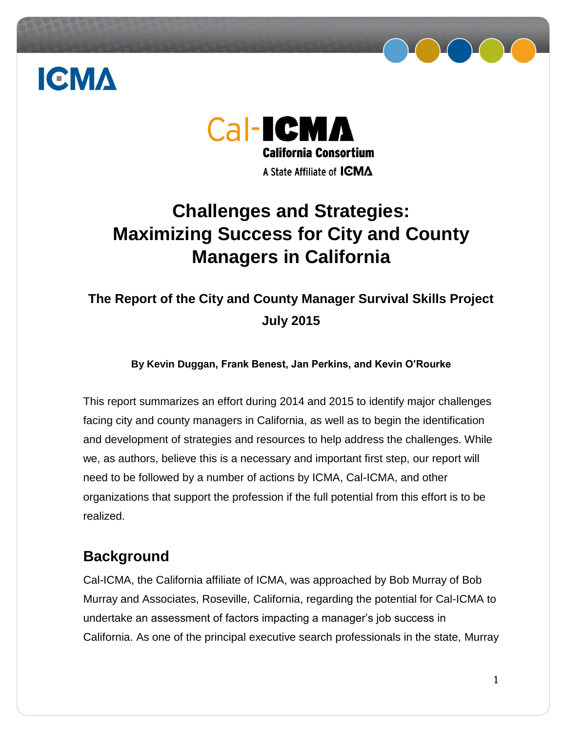ICMA

Cal-ICMA
California Consortium
A State Affiliate of ICMA

# Challenges and Strategies: Maximizing Success for City and County Managers in California

### The Report of the City and County Manager Survival Skills Project
### July 2015

**By Kevin Duggan, Frank Benest, Jan Perkins, and Kevin O'Rourke**

This report summarizes an effort during 2014 and 2015 to identify major challenges facing city and county managers in California, as well as to begin the identification and development of strategies and resources to help address the challenges. While we, as authors, believe this is a necessary and important first step, our report will need to be followed by a number of actions by ICMA, Cal-ICMA, and other organizations that support the profession if the full potential from this effort is to be realized.

## Background

Cal-ICMA, the California affiliate of ICMA, was approached by Bob Murray of Bob Murray and Associates, Roseville, California, regarding the potential for Cal-ICMA to undertake an assessment of factors impacting a manager's job success in California. As one of the principal executive search professionals in the state, Murray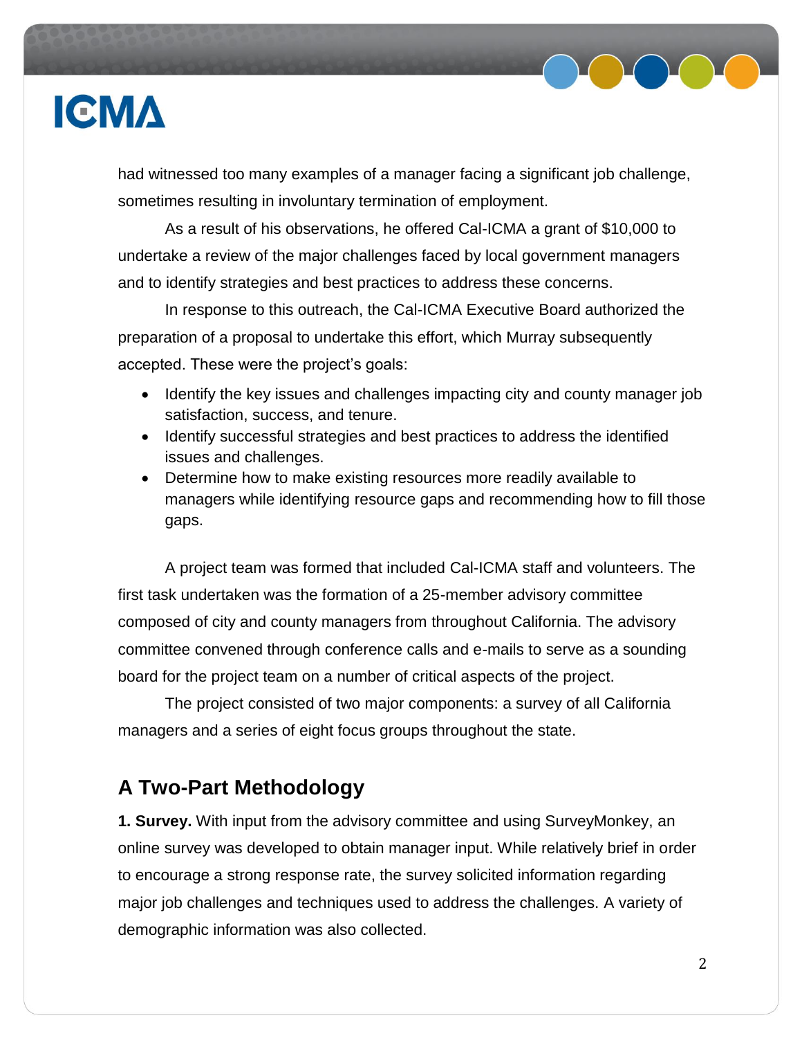had witnessed too many examples of a manager facing a significant job challenge, sometimes resulting in involuntary termination of employment.

As a result of his observations, he offered Cal-ICMA a grant of $10,000 to undertake a review of the major challenges faced by local government managers and to identify strategies and best practices to address these concerns.

In response to this outreach, the Cal-ICMA Executive Board authorized the preparation of a proposal to undertake this effort, which Murray subsequently accepted. These were the project's goals:

- Identify the key issues and challenges impacting city and county manager job satisfaction, success, and tenure.
- Identify successful strategies and best practices to address the identified issues and challenges.
- Determine how to make existing resources more readily available to managers while identifying resource gaps and recommending how to fill those gaps.

A project team was formed that included Cal-ICMA staff and volunteers. The first task undertaken was the formation of a 25-member advisory committee composed of city and county managers from throughout California. The advisory committee convened through conference calls and e-mails to serve as a sounding board for the project team on a number of critical aspects of the project.

The project consisted of two major components: a survey of all California managers and a series of eight focus groups throughout the state.

## A Two-Part Methodology

**1. Survey.** With input from the advisory committee and using SurveyMonkey, an online survey was developed to obtain manager input. While relatively brief in order to encourage a strong response rate, the survey solicited information regarding major job challenges and techniques used to address the challenges. A variety of demographic information was also collected.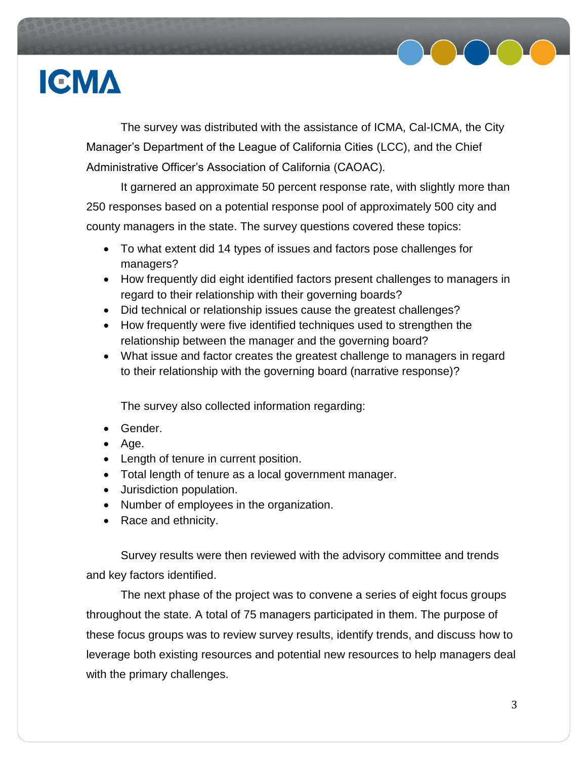The survey was distributed with the assistance of ICMA, Cal-ICMA, the City Manager's Department of the League of California Cities (LCC), and the Chief Administrative Officer's Association of California (CAOAC).

It garnered an approximate 50 percent response rate, with slightly more than 250 responses based on a potential response pool of approximately 500 city and county managers in the state. The survey questions covered these topics:

- To what extent did 14 types of issues and factors pose challenges for managers?
- How frequently did eight identified factors present challenges to managers in regard to their relationship with their governing boards?
- Did technical or relationship issues cause the greatest challenges?
- How frequently were five identified techniques used to strengthen the relationship between the manager and the governing board?
- What issue and factor creates the greatest challenge to managers in regard to their relationship with the governing board (narrative response)?

The survey also collected information regarding:

- Gender.
- Age.
- Length of tenure in current position.
- Total length of tenure as a local government manager.
- Jurisdiction population.
- Number of employees in the organization.
- Race and ethnicity.

Survey results were then reviewed with the advisory committee and trends and key factors identified.

The next phase of the project was to convene a series of eight focus groups throughout the state. A total of 75 managers participated in them. The purpose of these focus groups was to review survey results, identify trends, and discuss how to leverage both existing resources and potential new resources to help managers deal with the primary challenges.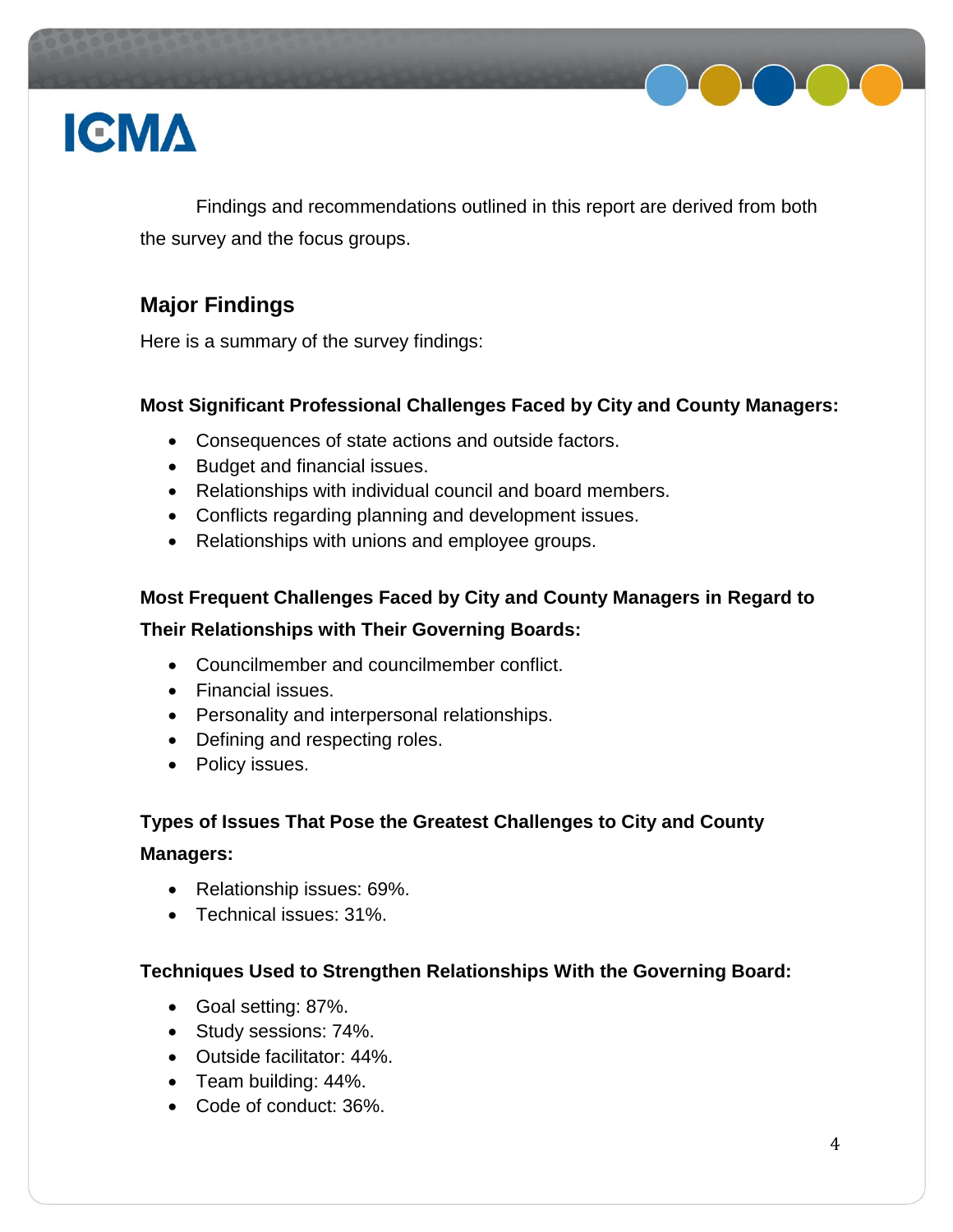Findings and recommendations outlined in this report are derived from both the survey and the focus groups.

## Major Findings

Here is a summary of the survey findings:

### Most Significant Professional Challenges Faced by City and County Managers:

- Consequences of state actions and outside factors.
- Budget and financial issues.
- Relationships with individual council and board members.
- Conflicts regarding planning and development issues.
- Relationships with unions and employee groups.

### Most Frequent Challenges Faced by City and County Managers in Regard to Their Relationships with Their Governing Boards:

- Councilmember and councilmember conflict.
- Financial issues.
- Personality and interpersonal relationships.
- Defining and respecting roles.
- Policy issues.

### Types of Issues That Pose the Greatest Challenges to City and County Managers:

- Relationship issues: 69%.
- Technical issues: 31%.

### Techniques Used to Strengthen Relationships With the Governing Board:

- Goal setting: 87%.
- Study sessions: 74%.
- Outside facilitator: 44%.
- Team building: 44%.
- Code of conduct: 36%.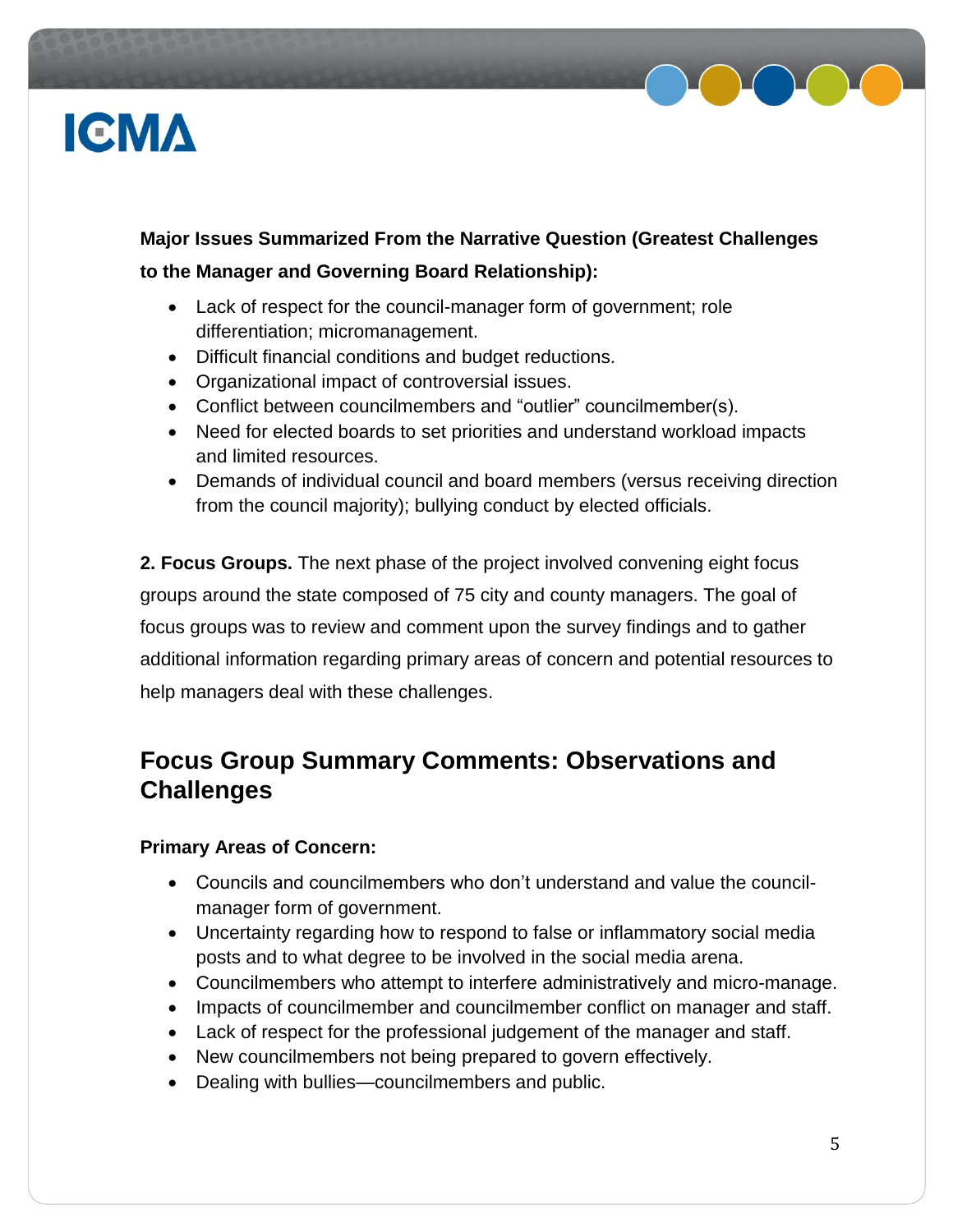**Major Issues Summarized From the Narrative Question (Greatest Challenges to the Manager and Governing Board Relationship):**

- Lack of respect for the council-manager form of government; role differentiation; micromanagement.
- Difficult financial conditions and budget reductions.
- Organizational impact of controversial issues.
- Conflict between councilmembers and "outlier" councilmember(s).
- Need for elected boards to set priorities and understand workload impacts and limited resources.
- Demands of individual council and board members (versus receiving direction from the council majority); bullying conduct by elected officials.

**2. Focus Groups.** The next phase of the project involved convening eight focus groups around the state composed of 75 city and county managers. The goal of focus groups was to review and comment upon the survey findings and to gather additional information regarding primary areas of concern and potential resources to help managers deal with these challenges.

## Focus Group Summary Comments: Observations and Challenges

**Primary Areas of Concern:**

- Councils and councilmembers who don't understand and value the council-manager form of government.
- Uncertainty regarding how to respond to false or inflammatory social media posts and to what degree to be involved in the social media arena.
- Councilmembers who attempt to interfere administratively and micro-manage.
- Impacts of councilmember and councilmember conflict on manager and staff.
- Lack of respect for the professional judgement of the manager and staff.
- New councilmembers not being prepared to govern effectively.
- Dealing with bullies—councilmembers and public.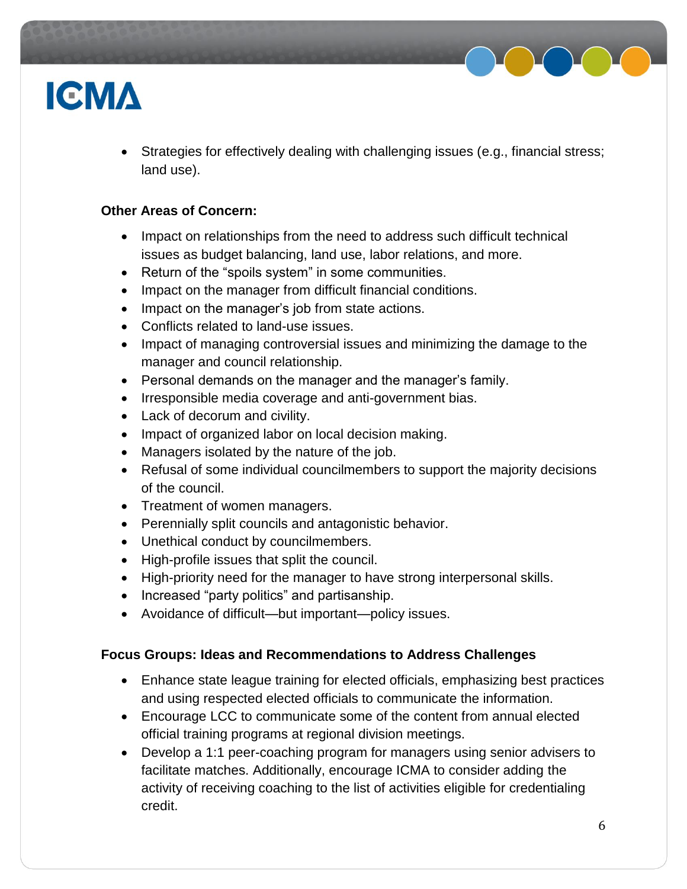- Strategies for effectively dealing with challenging issues (e.g., financial stress; land use).

**Other Areas of Concern:**

- Impact on relationships from the need to address such difficult technical issues as budget balancing, land use, labor relations, and more.
- Return of the "spoils system" in some communities.
- Impact on the manager from difficult financial conditions.
- Impact on the manager's job from state actions.
- Conflicts related to land-use issues.
- Impact of managing controversial issues and minimizing the damage to the manager and council relationship.
- Personal demands on the manager and the manager's family.
- Irresponsible media coverage and anti-government bias.
- Lack of decorum and civility.
- Impact of organized labor on local decision making.
- Managers isolated by the nature of the job.
- Refusal of some individual councilmembers to support the majority decisions of the council.
- Treatment of women managers.
- Perennially split councils and antagonistic behavior.
- Unethical conduct by councilmembers.
- High-profile issues that split the council.
- High-priority need for the manager to have strong interpersonal skills.
- Increased "party politics" and partisanship.
- Avoidance of difficult—but important—policy issues.

**Focus Groups: Ideas and Recommendations to Address Challenges**

- Enhance state league training for elected officials, emphasizing best practices and using respected elected officials to communicate the information.
- Encourage LCC to communicate some of the content from annual elected official training programs at regional division meetings.
- Develop a 1:1 peer-coaching program for managers using senior advisers to facilitate matches. Additionally, encourage ICMA to consider adding the activity of receiving coaching to the list of activities eligible for credentialing credit.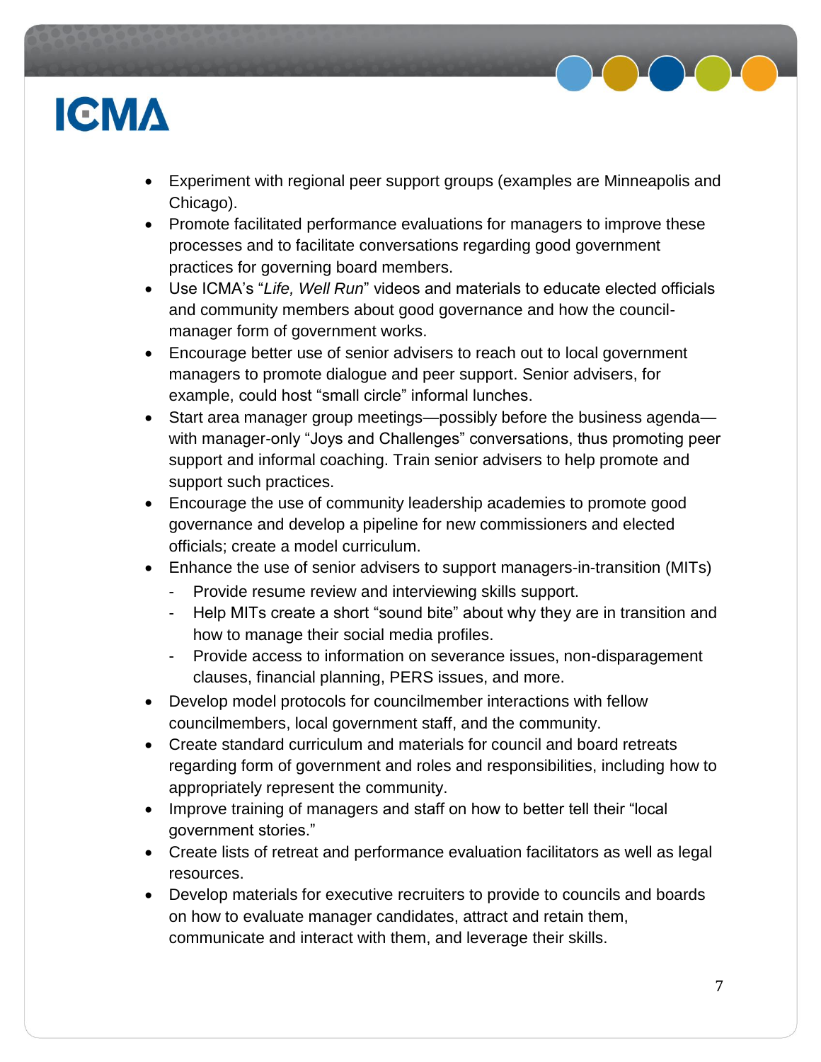- Experiment with regional peer support groups (examples are Minneapolis and Chicago).
- Promote facilitated performance evaluations for managers to improve these processes and to facilitate conversations regarding good government practices for governing board members.
- Use ICMA's "*Life, Well Run*" videos and materials to educate elected officials and community members about good governance and how the council-manager form of government works.
- Encourage better use of senior advisers to reach out to local government managers to promote dialogue and peer support. Senior advisers, for example, could host "small circle" informal lunches.
- Start area manager group meetings—possibly before the business agenda—with manager-only "Joys and Challenges" conversations, thus promoting peer support and informal coaching. Train senior advisers to help promote and support such practices.
- Encourage the use of community leadership academies to promote good governance and develop a pipeline for new commissioners and elected officials; create a model curriculum.
- Enhance the use of senior advisers to support managers-in-transition (MITs)
  - Provide resume review and interviewing skills support.
  - Help MITs create a short "sound bite" about why they are in transition and how to manage their social media profiles.
  - Provide access to information on severance issues, non-disparagement clauses, financial planning, PERS issues, and more.
- Develop model protocols for councilmember interactions with fellow councilmembers, local government staff, and the community.
- Create standard curriculum and materials for council and board retreats regarding form of government and roles and responsibilities, including how to appropriately represent the community.
- Improve training of managers and staff on how to better tell their "local government stories."
- Create lists of retreat and performance evaluation facilitators as well as legal resources.
- Develop materials for executive recruiters to provide to councils and boards on how to evaluate manager candidates, attract and retain them, communicate and interact with them, and leverage their skills.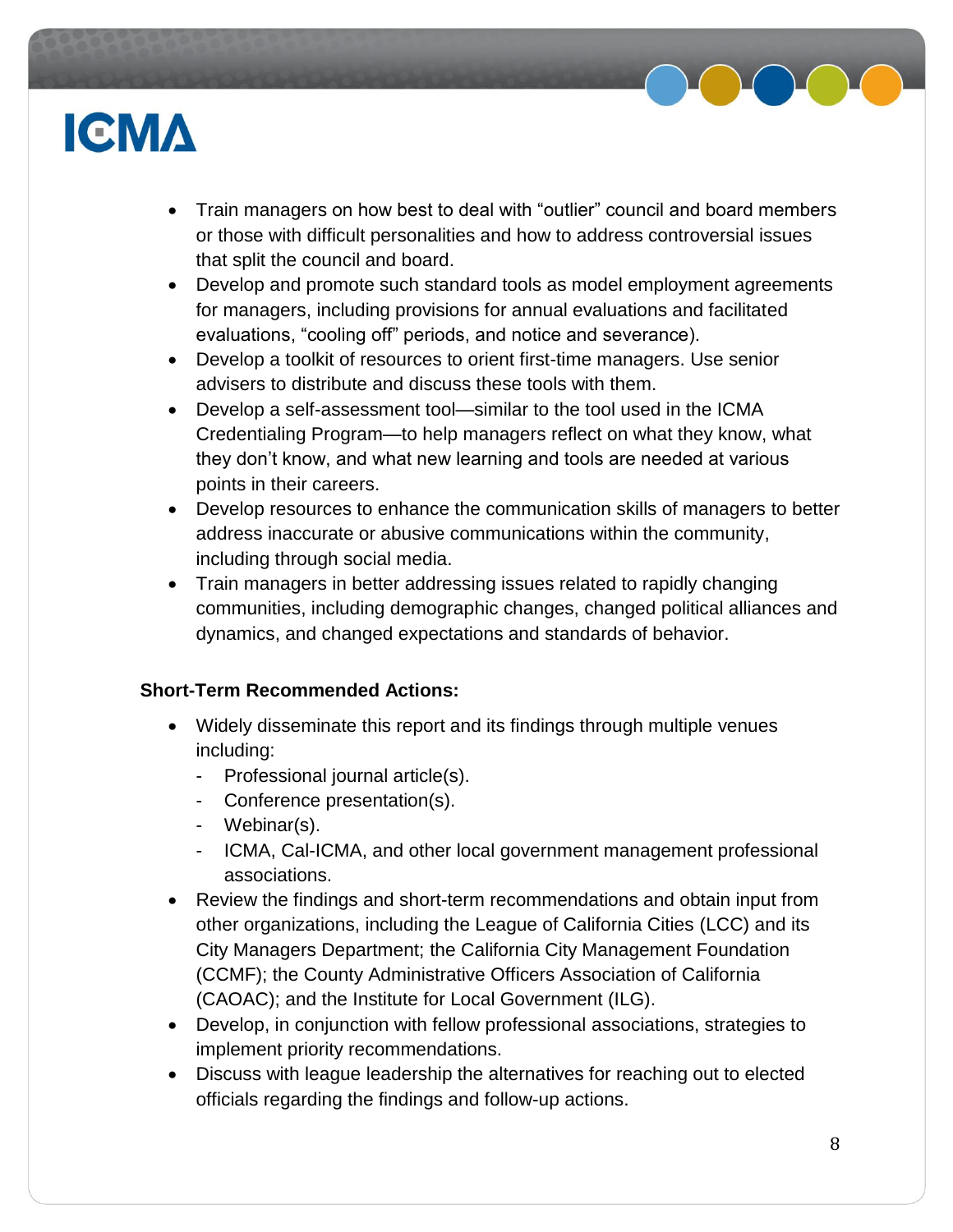- Train managers on how best to deal with "outlier" council and board members or those with difficult personalities and how to address controversial issues that split the council and board.
- Develop and promote such standard tools as model employment agreements for managers, including provisions for annual evaluations and facilitated evaluations, "cooling off" periods, and notice and severance).
- Develop a toolkit of resources to orient first-time managers. Use senior advisers to distribute and discuss these tools with them.
- Develop a self-assessment tool—similar to the tool used in the ICMA Credentialing Program—to help managers reflect on what they know, what they don't know, and what new learning and tools are needed at various points in their careers.
- Develop resources to enhance the communication skills of managers to better address inaccurate or abusive communications within the community, including through social media.
- Train managers in better addressing issues related to rapidly changing communities, including demographic changes, changed political alliances and dynamics, and changed expectations and standards of behavior.

**Short-Term Recommended Actions:**

- Widely disseminate this report and its findings through multiple venues including:
  - Professional journal article(s).
  - Conference presentation(s).
  - Webinar(s).
  - ICMA, Cal-ICMA, and other local government management professional associations.
- Review the findings and short-term recommendations and obtain input from other organizations, including the League of California Cities (LCC) and its City Managers Department; the California City Management Foundation (CCMF); the County Administrative Officers Association of California (CAOAC); and the Institute for Local Government (ILG).
- Develop, in conjunction with fellow professional associations, strategies to implement priority recommendations.
- Discuss with league leadership the alternatives for reaching out to elected officials regarding the findings and follow-up actions.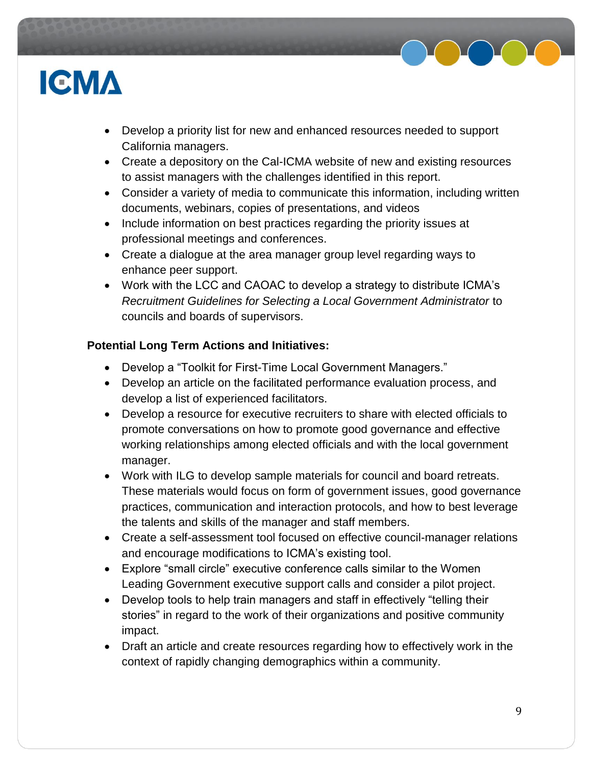- Develop a priority list for new and enhanced resources needed to support California managers.
- Create a depository on the Cal-ICMA website of new and existing resources to assist managers with the challenges identified in this report.
- Consider a variety of media to communicate this information, including written documents, webinars, copies of presentations, and videos
- Include information on best practices regarding the priority issues at professional meetings and conferences.
- Create a dialogue at the area manager group level regarding ways to enhance peer support.
- Work with the LCC and CAOAC to develop a strategy to distribute ICMA's *Recruitment Guidelines for Selecting a Local Government Administrator* to councils and boards of supervisors.

**Potential Long Term Actions and Initiatives:**

- Develop a "Toolkit for First-Time Local Government Managers."
- Develop an article on the facilitated performance evaluation process, and develop a list of experienced facilitators.
- Develop a resource for executive recruiters to share with elected officials to promote conversations on how to promote good governance and effective working relationships among elected officials and with the local government manager.
- Work with ILG to develop sample materials for council and board retreats. These materials would focus on form of government issues, good governance practices, communication and interaction protocols, and how to best leverage the talents and skills of the manager and staff members.
- Create a self-assessment tool focused on effective council-manager relations and encourage modifications to ICMA's existing tool.
- Explore "small circle" executive conference calls similar to the Women Leading Government executive support calls and consider a pilot project.
- Develop tools to help train managers and staff in effectively "telling their stories" in regard to the work of their organizations and positive community impact.
- Draft an article and create resources regarding how to effectively work in the context of rapidly changing demographics within a community.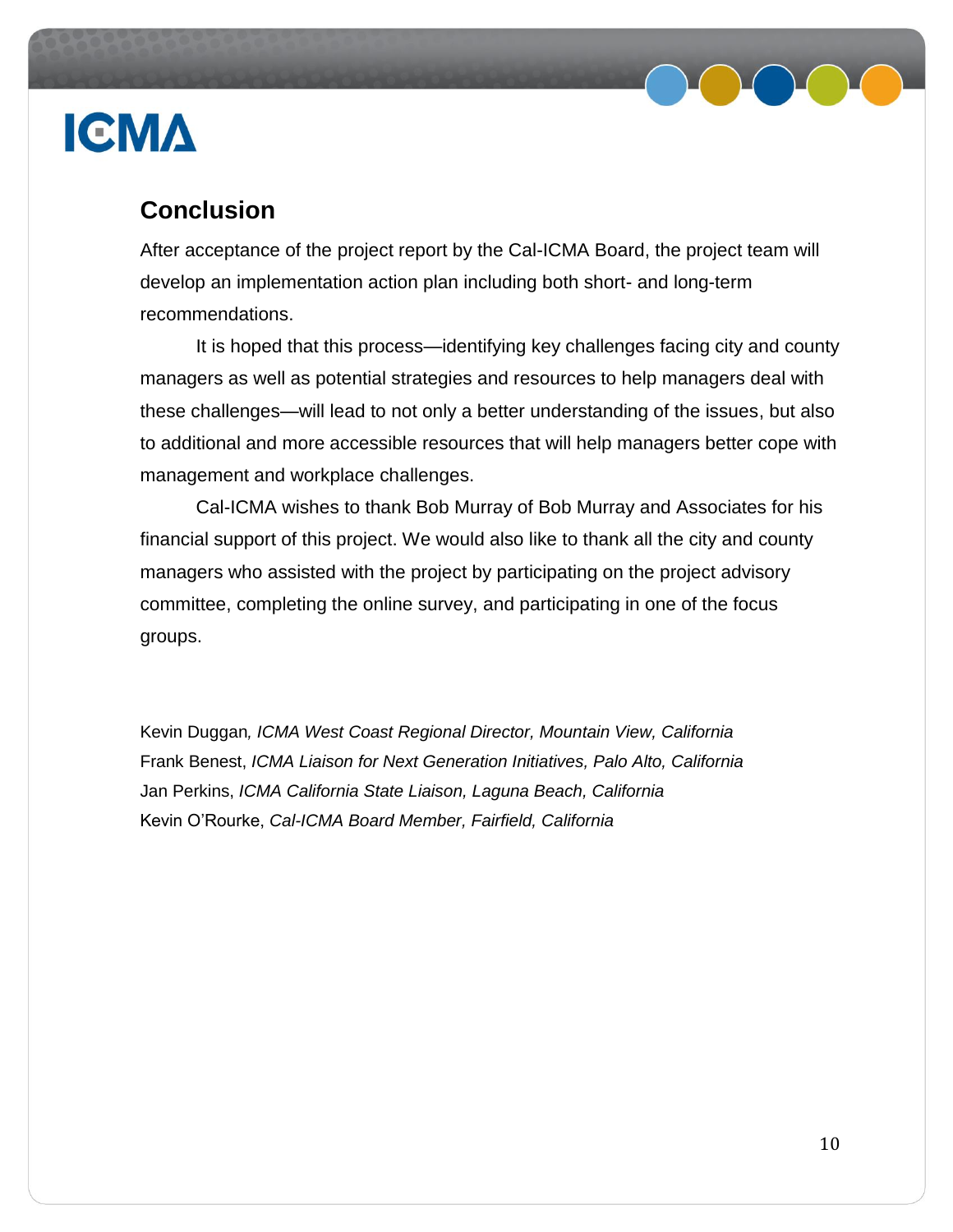## Conclusion

After acceptance of the project report by the Cal-ICMA Board, the project team will develop an implementation action plan including both short- and long-term recommendations.

It is hoped that this process—identifying key challenges facing city and county managers as well as potential strategies and resources to help managers deal with these challenges—will lead to not only a better understanding of the issues, but also to additional and more accessible resources that will help managers better cope with management and workplace challenges.

Cal-ICMA wishes to thank Bob Murray of Bob Murray and Associates for his financial support of this project. We would also like to thank all the city and county managers who assisted with the project by participating on the project advisory committee, completing the online survey, and participating in one of the focus groups.

Kevin Duggan*, ICMA West Coast Regional Director, Mountain View, California*
Frank Benest, *ICMA Liaison for Next Generation Initiatives, Palo Alto, California*
Jan Perkins, *ICMA California State Liaison, Laguna Beach, California*
Kevin O'Rourke, *Cal-ICMA Board Member, Fairfield, California*